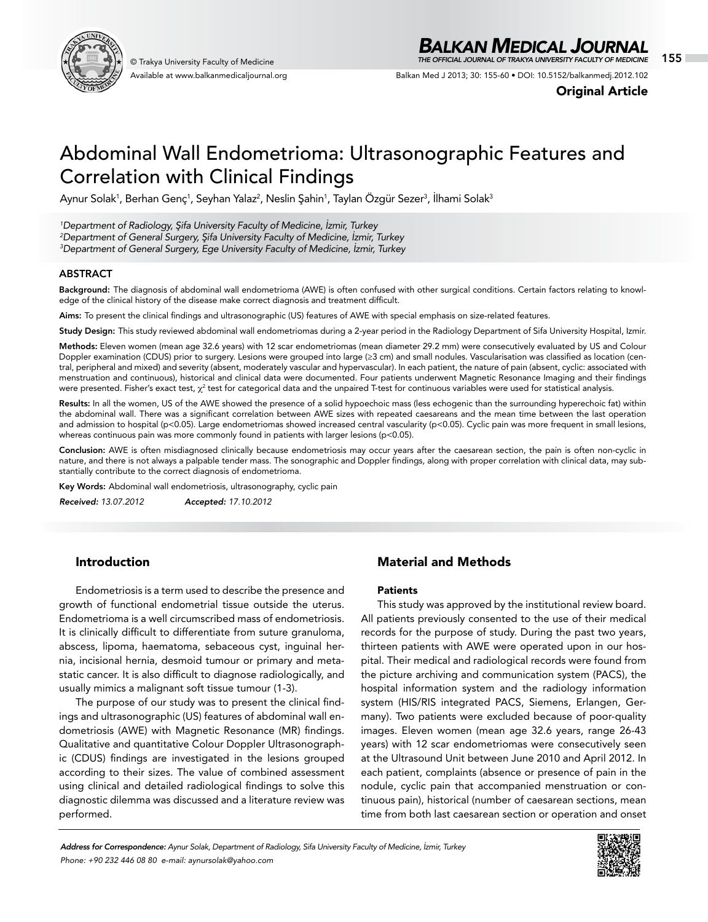Original Article

# Abdominal Wall Endometrioma: Ultrasonographic Features and Correlation with Clinical Findings

Aynur Solak[1], Berhan Genç[1], Seyhan Yalaz[2], Neslin Şahin[1], Taylan Özgür Sezer[3], İlhami Solak[3]

[1]Department of Radiology, Şifa University Faculty of Medicine, İzmir, Turkey
[2]Department of General Surgery, Şifa University Faculty of Medicine, İzmir, Turkey
[3]Department of General Surgery, Ege University Faculty of Medicine, İzmir, Turkey

## ABSTRACT

**Background:** The diagnosis of abdominal wall endometrioma (AWE) is often confused with other surgical conditions. Certain factors relating to knowledge of the clinical history of the disease make correct diagnosis and treatment difficult.

**Aims:** To present the clinical findings and ultrasonographic (US) features of AWE with special emphasis on size-related features.

**Study Design:** This study reviewed abdominal wall endometriomas during a 2-year period in the Radiology Department of Sifa University Hospital, Izmir.

**Methods:** Eleven women (mean age 32.6 years) with 12 scar endometriomas (mean diameter 29.2 mm) were consecutively evaluated by US and Colour Doppler examination (CDUS) prior to surgery. Lesions were grouped into large (≥3 cm) and small nodules. Vascularisation was classified as location (central, peripheral and mixed) and severity (absent, moderately vascular and hypervascular). In each patient, the nature of pain (absent, cyclic: associated with menstruation and continuous), historical and clinical data were documented. Four patients underwent Magnetic Resonance Imaging and their findings were presented. Fisher's exact test, $\chi^2$ test for categorical data and the unpaired T-test for continuous variables were used for statistical analysis.

**Results:** In all the women, US of the AWE showed the presence of a solid hypoechoic mass (less echogenic than the surrounding hyperechoic fat) within the abdominal wall. There was a significant correlation between AWE sizes with repeated caesareans and the mean time between the last operation and admission to hospital ($p<0.05$). Large endometriomas showed increased central vascularity ($p<0.05$). Cyclic pain was more frequent in small lesions, whereas continuous pain was more commonly found in patients with larger lesions ($p<0.05$).

**Conclusion:** AWE is often misdiagnosed clinically because endometriosis may occur years after the caesarean section, the pain is often non-cyclic in nature, and there is not always a palpable tender mass. The sonographic and Doppler findings, along with proper correlation with clinical data, may substantially contribute to the correct diagnosis of endometrioma.

**Key Words:** Abdominal wall endometriosis, ultrasonography, cyclic pain

*Received: 13.07.2012* *Accepted: 17.10.2012*

## Introduction

Endometriosis is a term used to describe the presence and growth of functional endometrial tissue outside the uterus. Endometrioma is a well circumscribed mass of endometriosis. It is clinically difficult to differentiate from suture granuloma, abscess, lipoma, haematoma, sebaceous cyst, inguinal hernia, incisional hernia, desmoid tumour or primary and metastatic cancer. It is also difficult to diagnose radiologically, and usually mimics a malignant soft tissue tumour (1-3).

The purpose of our study was to present the clinical findings and ultrasonographic (US) features of abdominal wall endometriosis (AWE) with Magnetic Resonance (MR) findings. Qualitative and quantitative Colour Doppler Ultrasonographic (CDUS) findings are investigated in the lesions grouped according to their sizes. The value of combined assessment using clinical and detailed radiological findings to solve this diagnostic dilemma was discussed and a literature review was performed.

## Material and Methods

### Patients

This study was approved by the institutional review board. All patients previously consented to the use of their medical records for the purpose of study. During the past two years, thirteen patients with AWE were operated upon in our hospital. Their medical and radiological records were found from the picture archiving and communication system (PACS), the hospital information system and the radiology information system (HIS/RIS integrated PACS, Siemens, Erlangen, Germany). Two patients were excluded because of poor-quality images. Eleven women (mean age 32.6 years, range 26-43 years) with 12 scar endometriomas were consecutively seen at the Ultrasound Unit between June 2010 and April 2012. In each patient, complaints (absence or presence of pain in the nodule, cyclic pain that accompanied menstruation or continuous pain), historical (number of caesarean sections, mean time from both last caesarean section or operation and onset

*Address for Correspondence: Aynur Solak, Department of Radiology, Sifa University Faculty of Medicine, İzmir, Turkey*
*Phone: +90 232 446 08 80 e-mail: aynursolak@yahoo.com*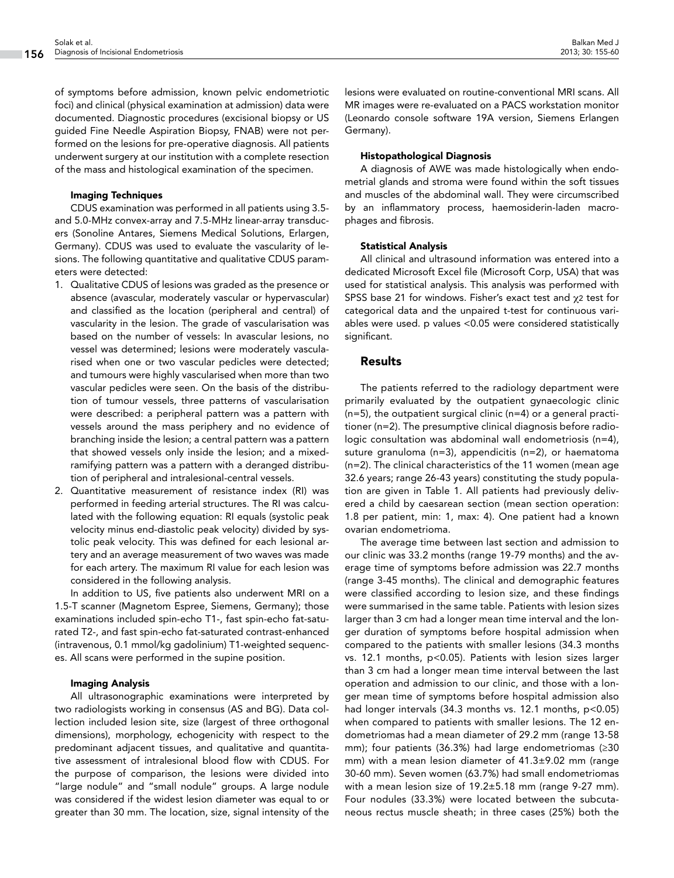of symptoms before admission, known pelvic endometriotic foci) and clinical (physical examination at admission) data were documented. Diagnostic procedures (excisional biopsy or US guided Fine Needle Aspiration Biopsy, FNAB) were not performed on the lesions for pre-operative diagnosis. All patients underwent surgery at our institution with a complete resection of the mass and histological examination of the specimen.

#### Imaging Techniques

CDUS examination was performed in all patients using 3.5- and 5.0-MHz convex-array and 7.5-MHz linear-array transducers (Sonoline Antares, Siemens Medical Solutions, Erlargen, Germany). CDUS was used to evaluate the vascularity of lesions. The following quantitative and qualitative CDUS parameters were detected:

1. Qualitative CDUS of lesions was graded as the presence or absence (avascular, moderately vascular or hypervascular) and classified as the location (peripheral and central) of vascularity in the lesion. The grade of vascularisation was based on the number of vessels: In avascular lesions, no vessel was determined; lesions were moderately vascularised when one or two vascular pedicles were detected; and tumours were highly vascularised when more than two vascular pedicles were seen. On the basis of the distribution of tumour vessels, three patterns of vascularisation were described: a peripheral pattern was a pattern with vessels around the mass periphery and no evidence of branching inside the lesion; a central pattern was a pattern that showed vessels only inside the lesion; and a mixed-ramifying pattern was a pattern with a deranged distribution of peripheral and intralesional-central vessels.
2. Quantitative measurement of resistance index (RI) was performed in feeding arterial structures. The RI was calculated with the following equation: RI equals (systolic peak velocity minus end-diastolic peak velocity) divided by systolic peak velocity. This was defined for each lesional artery and an average measurement of two waves was made for each artery. The maximum RI value for each lesion was considered in the following analysis.

In addition to US, five patients also underwent MRI on a 1.5-T scanner (Magnetom Espree, Siemens, Germany); those examinations included spin-echo T1-, fast spin-echo fat-saturated T2-, and fast spin-echo fat-saturated contrast-enhanced (intravenous, 0.1 mmol/kg gadolinium) T1-weighted sequences. All scans were performed in the supine position.

#### Imaging Analysis

All ultrasonographic examinations were interpreted by two radiologists working in consensus (AS and BG). Data collection included lesion site, size (largest of three orthogonal dimensions), morphology, echogenicity with respect to the predominant adjacent tissues, and qualitative and quantitative assessment of intralesional blood flow with CDUS. For the purpose of comparison, the lesions were divided into "large nodule" and "small nodule" groups. A large nodule was considered if the widest lesion diameter was equal to or greater than 30 mm. The location, size, signal intensity of the lesions were evaluated on routine-conventional MRI scans. All MR images were re-evaluated on a PACS workstation monitor (Leonardo console software 19A version, Siemens Erlangen Germany).

#### Histopathological Diagnosis

A diagnosis of AWE was made histologically when endometrial glands and stroma were found within the soft tissues and muscles of the abdominal wall. They were circumscribed by an inflammatory process, haemosiderin-laden macrophages and fibrosis.

#### Statistical Analysis

All clinical and ultrasound information was entered into a dedicated Microsoft Excel file (Microsoft Corp, USA) that was used for statistical analysis. This analysis was performed with SPSS base 21 for windows. Fisher's exact test and $\chi 2$ test for categorical data and the unpaired t-test for continuous variables were used. p values <0.05 were considered statistically significant.

## Results

The patients referred to the radiology department were primarily evaluated by the outpatient gynaecologic clinic (n=5), the outpatient surgical clinic (n=4) or a general practitioner (n=2). The presumptive clinical diagnosis before radiologic consultation was abdominal wall endometriosis (n=4), suture granuloma (n=3), appendicitis (n=2), or haematoma (n=2). The clinical characteristics of the 11 women (mean age 32.6 years; range 26-43 years) constituting the study population are given in Table 1. All patients had previously delivered a child by caesarean section (mean section operation: 1.8 per patient, min: 1, max: 4). One patient had a known ovarian endometrioma.

The average time between last section and admission to our clinic was 33.2 months (range 19-79 months) and the average time of symptoms before admission was 22.7 months (range 3-45 months). The clinical and demographic features were classified according to lesion size, and these findings were summarised in the same table. Patients with lesion sizes larger than 3 cm had a longer mean time interval and the longer duration of symptoms before hospital admission when compared to the patients with smaller lesions (34.3 months vs. 12.1 months, p<0.05). Patients with lesion sizes larger than 3 cm had a longer mean time interval between the last operation and admission to our clinic, and those with a longer mean time of symptoms before hospital admission also had longer intervals (34.3 months vs. 12.1 months, p<0.05) when compared to patients with smaller lesions. The 12 endometriomas had a mean diameter of 29.2 mm (range 13-58 mm); four patients (36.3%) had large endometriomas (≥30 mm) with a mean lesion diameter of 41.3±9.02 mm (range 30-60 mm). Seven women (63.7%) had small endometriomas with a mean lesion size of 19.2±5.18 mm (range 9-27 mm). Four nodules (33.3%) were located between the subcutaneous rectus muscle sheath; in three cases (25%) both the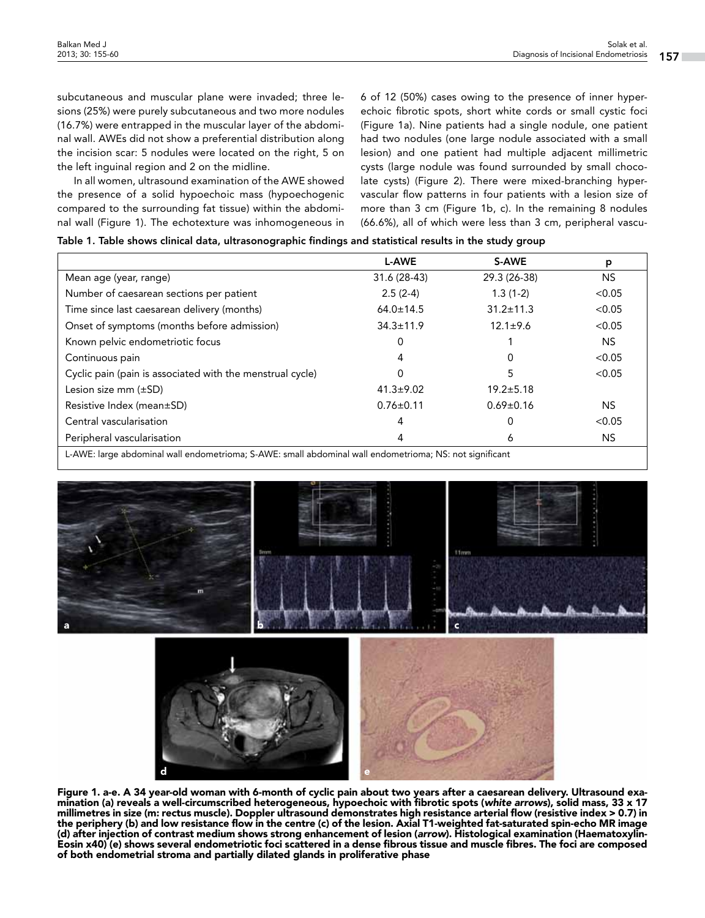subcutaneous and muscular plane were invaded; three lesions (25%) were purely subcutaneous and two more nodules (16.7%) were entrapped in the muscular layer of the abdominal wall. AWEs did not show a preferential distribution along the incision scar: 5 nodules were located on the right, 5 on the left inguinal region and 2 on the midline.

In all women, ultrasound examination of the AWE showed the presence of a solid hypoechoic mass (hypoechogenic compared to the surrounding fat tissue) within the abdominal wall (Figure 1). The echotexture was inhomogeneous in 6 of 12 (50%) cases owing to the presence of inner hyperechoic fibrotic spots, short white cords or small cystic foci (Figure 1a). Nine patients had a single nodule, one patient had two nodules (one large nodule associated with a small lesion) and one patient had multiple adjacent millimetric cysts (large nodule was found surrounded by small chocolate cysts) (Figure 2). There were mixed-branching hypervascular flow patterns in four patients with a lesion size of more than 3 cm (Figure 1b, c). In the remaining 8 nodules (66.6%), all of which were less than 3 cm, peripheral vascu-

**Table 1. Table shows clinical data, ultrasonographic findings and statistical results in the study group**

| | L-AWE | S-AWE | p |
|---|---|---|---|
| Mean age (year, range) | 31.6 (28-43) | 29.3 (26-38) | NS |
| Number of caesarean sections per patient | 2.5 (2-4) | 1.3 (1-2) | <0.05 |
| Time since last caesarean delivery (months) | 64.0±14.5 | 31.2±11.3 | <0.05 |
| Onset of symptoms (months before admission) | 34.3±11.9 | 12.1±9.6 | <0.05 |
| Known pelvic endometriotic focus | 0 | 1 | NS |
| Continuous pain | 4 | 0 | <0.05 |
| Cyclic pain (pain is associated with the menstrual cycle) | 0 | 5 | <0.05 |
| Lesion size mm (±SD) | 41.3±9.02 | 19.2±5.18 | |
| Resistive Index (mean±SD) | 0.76±0.11 | 0.69±0.16 | NS |
| Central vascularisation | 4 | 0 | <0.05 |
| Peripheral vascularisation | 4 | 6 | NS |

L-AWE: large abdominal wall endometrioma; S-AWE: small abdominal wall endometrioma; NS: not significant

**Figure 1. a-e. A 34 year-old woman with 6-month of cyclic pain about two years after a caesarean delivery. Ultrasound examination (a) reveals a well-circumscribed heterogeneous, hypoechoic with fibrotic spots (*white arrows*), solid mass, 33 x 17 millimetres in size (m: rectus muscle). Doppler ultrasound demonstrates high resistance arterial flow (resistive index > 0.7) in the periphery (b) and low resistance flow in the centre (c) of the lesion. Axial T1-weighted fat-saturated spin-echo MR image (d) after injection of contrast medium shows strong enhancement of lesion (*arrow*). Histological examination (Haematoxylin-Eosin x40) (e) shows several endometriotic foci scattered in a dense fibrous tissue and muscle fibres. The foci are composed of both endometrial stroma and partially dilated glands in proliferative phase**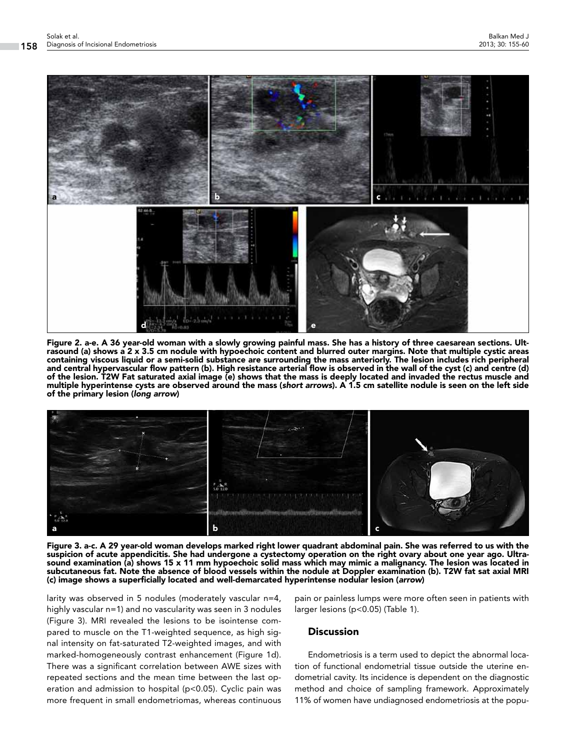Figure 2. a-e. A 36 year-old woman with a slowly growing painful mass. She has a history of three caesarean sections. Ultrasound (a) shows a 2 x 3.5 cm nodule with hypoechoic content and blurred outer margins. Note that multiple cystic areas containing viscous liquid or a semi-solid substance are surrounding the mass anteriorly. The lesion includes rich peripheral and central hypervascular flow pattern (b). High resistance arterial flow is observed in the wall of the cyst (c) and centre (d) of the lesion. T2W Fat saturated axial image (e) shows that the mass is deeply located and invaded the rectus muscle and multiple hyperintense cysts are observed around the mass (*short arrows*). A 1.5 cm satellite nodule is seen on the left side of the primary lesion (*long arrow*)

Figure 3. a-c. A 29 year-old woman develops marked right lower quadrant abdominal pain. She was referred to us with the suspicion of acute appendicitis. She had undergone a cystectomy operation on the right ovary about one year ago. Ultrasound examination (a) shows 15 x 11 mm hypoechoic solid mass which may mimic a malignancy. The lesion was located in subcutaneous fat. Note the absence of blood vessels within the nodule at Doppler examination (b). T2W fat sat axial MRI (c) image shows a superficially located and well-demarcated hyperintense nodular lesion (*arrow*)

larity was observed in 5 nodules (moderately vascular n=4, highly vascular n=1) and no vascularity was seen in 3 nodules (Figure 3). MRI revealed the lesions to be isointense compared to muscle on the T1-weighted sequence, as high signal intensity on fat-saturated T2-weighted images, and with marked-homogeneously contrast enhancement (Figure 1d). There was a significant correlation between AWE sizes with repeated sections and the mean time between the last operation and admission to hospital ($p<0.05$). Cyclic pain was more frequent in small endometriomas, whereas continuous pain or painless lumps were more often seen in patients with larger lesions ($p<0.05$) (Table 1).

## Discussion

Endometriosis is a term used to depict the abnormal location of functional endometrial tissue outside the uterine endometrial cavity. Its incidence is dependent on the diagnostic method and choice of sampling framework. Approximately 11% of women have undiagnosed endometriosis at the popu-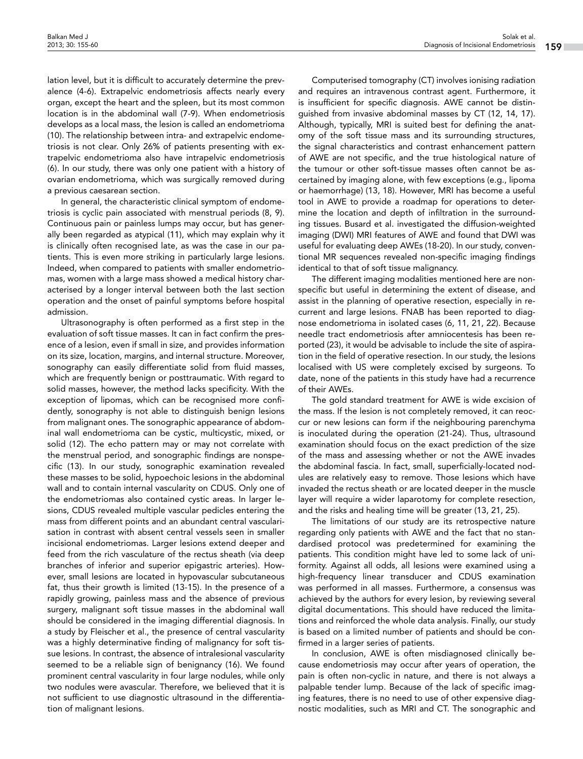lation level, but it is difficult to accurately determine the prevalence (4-6). Extrapelvic endometriosis affects nearly every organ, except the heart and the spleen, but its most common location is in the abdominal wall (7-9). When endometriosis develops as a local mass, the lesion is called an endometrioma (10). The relationship between intra- and extrapelvic endometriosis is not clear. Only 26% of patients presenting with extrapelvic endometrioma also have intrapelvic endometriosis (6). In our study, there was only one patient with a history of ovarian endometrioma, which was surgically removed during a previous caesarean section.

In general, the characteristic clinical symptom of endometriosis is cyclic pain associated with menstrual periods (8, 9). Continuous pain or painless lumps may occur, but has generally been regarded as atypical (11), which may explain why it is clinically often recognised late, as was the case in our patients. This is even more striking in particularly large lesions. Indeed, when compared to patients with smaller endometriomas, women with a large mass showed a medical history characterised by a longer interval between both the last section operation and the onset of painful symptoms before hospital admission.

Ultrasonography is often performed as a first step in the evaluation of soft tissue masses. It can in fact confirm the presence of a lesion, even if small in size, and provides information on its size, location, margins, and internal structure. Moreover, sonography can easily differentiate solid from fluid masses, which are frequently benign or posttraumatic. With regard to solid masses, however, the method lacks specificity. With the exception of lipomas, which can be recognised more confidently, sonography is not able to distinguish benign lesions from malignant ones. The sonographic appearance of abdominal wall endometrioma can be cystic, multicystic, mixed, or solid (12). The echo pattern may or may not correlate with the menstrual period, and sonographic findings are nonspecific (13). In our study, sonographic examination revealed these masses to be solid, hypoechoic lesions in the abdominal wall and to contain internal vascularity on CDUS. Only one of the endometriomas also contained cystic areas. In larger lesions, CDUS revealed multiple vascular pedicles entering the mass from different points and an abundant central vascularisation in contrast with absent central vessels seen in smaller incisional endometriomas. Larger lesions extend deeper and feed from the rich vasculature of the rectus sheath (via deep branches of inferior and superior epigastric arteries). However, small lesions are located in hypovascular subcutaneous fat, thus their growth is limited (13-15). In the presence of a rapidly growing, painless mass and the absence of previous surgery, malignant soft tissue masses in the abdominal wall should be considered in the imaging differential diagnosis. In a study by Fleischer et al., the presence of central vascularity was a highly determinative finding of malignancy for soft tissue lesions. In contrast, the absence of intralesional vascularity seemed to be a reliable sign of benignancy (16). We found prominent central vascularity in four large nodules, while only two nodules were avascular. Therefore, we believed that it is not sufficient to use diagnostic ultrasound in the differentiation of malignant lesions.

Computerised tomography (CT) involves ionising radiation and requires an intravenous contrast agent. Furthermore, it is insufficient for specific diagnosis. AWE cannot be distinguished from invasive abdominal masses by CT (12, 14, 17). Although, typically, MRI is suited best for defining the anatomy of the soft tissue mass and its surrounding structures, the signal characteristics and contrast enhancement pattern of AWE are not specific, and the true histological nature of the tumour or other soft-tissue masses often cannot be ascertained by imaging alone, with few exceptions (e.g., lipoma or haemorrhage) (13, 18). However, MRI has become a useful tool in AWE to provide a roadmap for operations to determine the location and depth of infiltration in the surrounding tissues. Busard et al. investigated the diffusion-weighted imaging (DWI) MRI features of AWE and found that DWI was useful for evaluating deep AWEs (18-20). In our study, conventional MR sequences revealed non-specific imaging findings identical to that of soft tissue malignancy.

The different imaging modalities mentioned here are nonspecific but useful in determining the extent of disease, and assist in the planning of operative resection, especially in recurrent and large lesions. FNAB has been reported to diagnose endometrioma in isolated cases (6, 11, 21, 22). Because needle tract endometriosis after amniocentesis has been reported (23), it would be advisable to include the site of aspiration in the field of operative resection. In our study, the lesions localised with US were completely excised by surgeons. To date, none of the patients in this study have had a recurrence of their AWEs.

The gold standard treatment for AWE is wide excision of the mass. If the lesion is not completely removed, it can reoccur or new lesions can form if the neighbouring parenchyma is inoculated during the operation (21-24). Thus, ultrasound examination should focus on the exact prediction of the size of the mass and assessing whether or not the AWE invades the abdominal fascia. In fact, small, superficially-located nodules are relatively easy to remove. Those lesions which have invaded the rectus sheath or are located deeper in the muscle layer will require a wider laparotomy for complete resection, and the risks and healing time will be greater (13, 21, 25).

The limitations of our study are its retrospective nature regarding only patients with AWE and the fact that no standardised protocol was predetermined for examining the patients. This condition might have led to some lack of uniformity. Against all odds, all lesions were examined using a high-frequency linear transducer and CDUS examination was performed in all masses. Furthermore, a consensus was achieved by the authors for every lesion, by reviewing several digital documentations. This should have reduced the limitations and reinforced the whole data analysis. Finally, our study is based on a limited number of patients and should be confirmed in a larger series of patients.

In conclusion, AWE is often misdiagnosed clinically because endometriosis may occur after years of operation, the pain is often non-cyclic in nature, and there is not always a palpable tender lump. Because of the lack of specific imaging features, there is no need to use of other expensive diagnostic modalities, such as MRI and CT. The sonographic and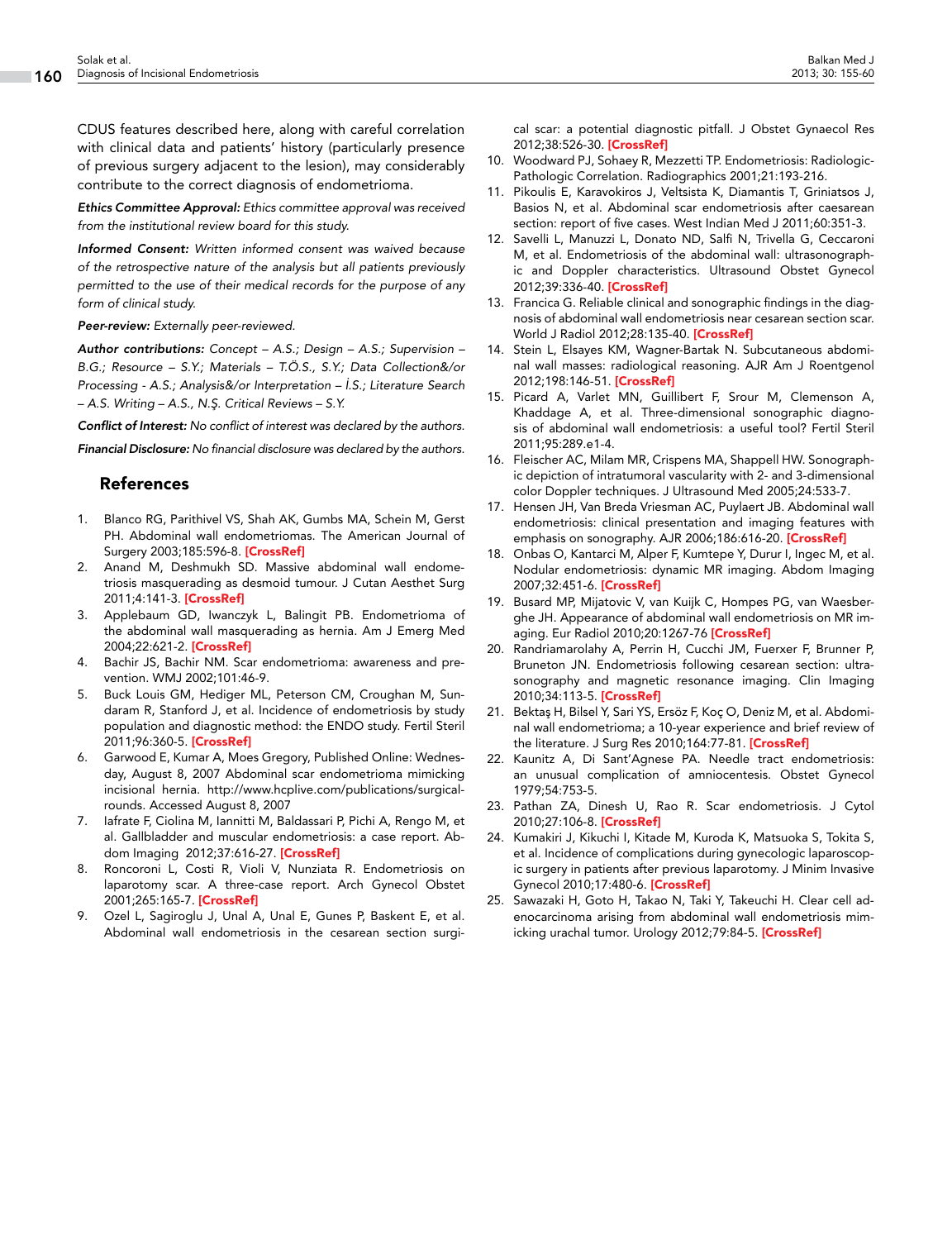CDUS features described here, along with careful correlation with clinical data and patients' history (particularly presence of previous surgery adjacent to the lesion), may considerably contribute to the correct diagnosis of endometrioma.

***Ethics Committee Approval:*** *Ethics committee approval was received from the institutional review board for this study.*

***Informed Consent:*** *Written informed consent was waived because of the retrospective nature of the analysis but all patients previously permitted to the use of their medical records for the purpose of any form of clinical study.*

***Peer-review:*** *Externally peer-reviewed.*

***Author contributions:*** *Concept – A.S.; Design – A.S.; Supervision – B.G.; Resource – S.Y.; Materials – T.Ö.S., S.Y.; Data Collection&/or Processing - A.S.; Analysis&/or Interpretation – İ.S.; Literature Search – A.S. Writing – A.S., N.Ş. Critical Reviews – S.Y.*

***Conflict of Interest:*** *No conflict of interest was declared by the authors.*

***Financial Disclosure:*** *No financial disclosure was declared by the authors.*

## References

1. Blanco RG, Parithivel VS, Shah AK, Gumbs MA, Schein M, Gerst PH. Abdominal wall endometriomas. The American Journal of Surgery 2003;185:596-8. [CrossRef]
2. Anand M, Deshmukh SD. Massive abdominal wall endometriosis masquerading as desmoid tumour. J Cutan Aesthet Surg 2011;4:141-3. [CrossRef]
3. Applebaum GD, Iwanczyk L, Balingit PB. Endometrioma of the abdominal wall masquerading as hernia. Am J Emerg Med 2004;22:621-2. [CrossRef]
4. Bachir JS, Bachir NM. Scar endometrioma: awareness and prevention. WMJ 2002;101:46-9.
5. Buck Louis GM, Hediger ML, Peterson CM, Croughan M, Sundaram R, Stanford J, et al. Incidence of endometriosis by study population and diagnostic method: the ENDO study. Fertil Steril 2011;96:360-5. [CrossRef]
6. Garwood E, Kumar A, Moes Gregory, Published Online: Wednesday, August 8, 2007 Abdominal scar endometrioma mimicking incisional hernia. http://www.hcplive.com/publications/surgical-rounds. Accessed August 8, 2007
7. Iafrate F, Ciolina M, Iannitti M, Baldassari P, Pichi A, Rengo M, et al. Gallbladder and muscular endometriosis: a case report. Abdom Imaging 2012;37:616-27. [CrossRef]
8. Roncoroni L, Costi R, Violi V, Nunziata R. Endometriosis on laparotomy scar. A three-case report. Arch Gynecol Obstet 2001;265:165-7. [CrossRef]
9. Ozel L, Sagiroglu J, Unal A, Unal E, Gunes P, Baskent E, et al. Abdominal wall endometriosis in the cesarean section surgical scar: a potential diagnostic pitfall. J Obstet Gynaecol Res 2012;38:526-30. [CrossRef]
10. Woodward PJ, Sohaey R, Mezzetti TP. Endometriosis: Radiologic-Pathologic Correlation. Radiographics 2001;21:193-216.
11. Pikoulis E, Karavokiros J, Veltsista K, Diamantis T, Griniatsos J, Basios N, et al. Abdominal scar endometriosis after caesarean section: report of five cases. West Indian Med J 2011;60:351-3.
12. Savelli L, Manuzzi L, Donato ND, Salfi N, Trivella G, Ceccaroni M, et al. Endometriosis of the abdominal wall: ultrasonographic and Doppler characteristics. Ultrasound Obstet Gynecol 2012;39:336-40. [CrossRef]
13. Francica G. Reliable clinical and sonographic findings in the diagnosis of abdominal wall endometriosis near cesarean section scar. World J Radiol 2012;28:135-40. [CrossRef]
14. Stein L, Elsayes KM, Wagner-Bartak N. Subcutaneous abdominal wall masses: radiological reasoning. AJR Am J Roentgenol 2012;198:146-51. [CrossRef]
15. Picard A, Varlet MN, Guillibert F, Srour M, Clemenson A, Khaddage A, et al. Three-dimensional sonographic diagnosis of abdominal wall endometriosis: a useful tool? Fertil Steril 2011;95:289.e1-4.
16. Fleischer AC, Milam MR, Crispens MA, Shappell HW. Sonographic depiction of intratumoral vascularity with 2- and 3-dimensional color Doppler techniques. J Ultrasound Med 2005;24:533-7.
17. Hensen JH, Van Breda Vriesman AC, Puylaert JB. Abdominal wall endometriosis: clinical presentation and imaging features with emphasis on sonography. AJR 2006;186:616-20. [CrossRef]
18. Onbas O, Kantarci M, Alper F, Kumtepe Y, Durur I, Ingec M, et al. Nodular endometriosis: dynamic MR imaging. Abdom Imaging 2007;32:451-6. [CrossRef]
19. Busard MP, Mijatovic V, van Kuijk C, Hompes PG, van Waesberghe JH. Appearance of abdominal wall endometriosis on MR imaging. Eur Radiol 2010;20:1267-76 [CrossRef]
20. Randriamarolahy A, Perrin H, Cucchi JM, Fuerxer F, Brunner P, Bruneton JN. Endometriosis following cesarean section: ultrasonography and magnetic resonance imaging. Clin Imaging 2010;34:113-5. [CrossRef]
21. Bektaş H, Bilsel Y, Sari YS, Ersöz F, Koç O, Deniz M, et al. Abdominal wall endometrioma; a 10-year experience and brief review of the literature. J Surg Res 2010;164:77-81. [CrossRef]
22. Kaunitz A, Di Sant'Agnese PA. Needle tract endometriosis: an unusual complication of amniocentesis. Obstet Gynecol 1979;54:753-5.
23. Pathan ZA, Dinesh U, Rao R. Scar endometriosis. J Cytol 2010;27:106-8. [CrossRef]
24. Kumakiri J, Kikuchi I, Kitade M, Kuroda K, Matsuoka S, Tokita S, et al. Incidence of complications during gynecologic laparoscopic surgery in patients after previous laparotomy. J Minim Invasive Gynecol 2010;17:480-6. [CrossRef]
25. Sawazaki H, Goto H, Takao N, Taki Y, Takeuchi H. Clear cell adenocarcinoma arising from abdominal wall endometriosis mimicking urachal tumor. Urology 2012;79:84-5. [CrossRef]